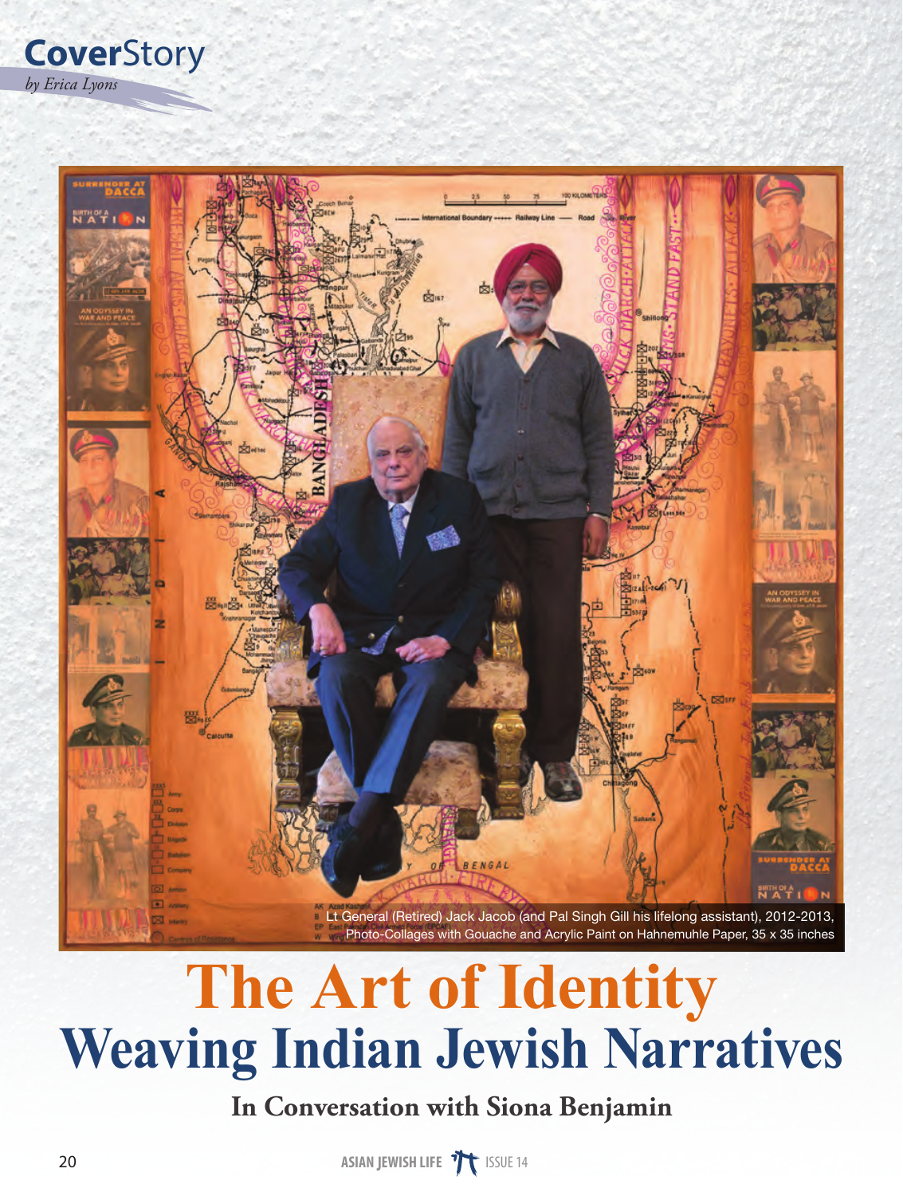**CoverStory**
*by Erica Lyons*

Lt General (Retired) Jack Jacob (and Pal Singh Gill his lifelong assistant), 2012-2013, Photo-Collages with Gouache and Acrylic Paint on Hahnemuhle Paper, 35 x 35 inches

# The Art of Identity
# Weaving Indian Jewish Narratives

### In Conversation with Siona Benjamin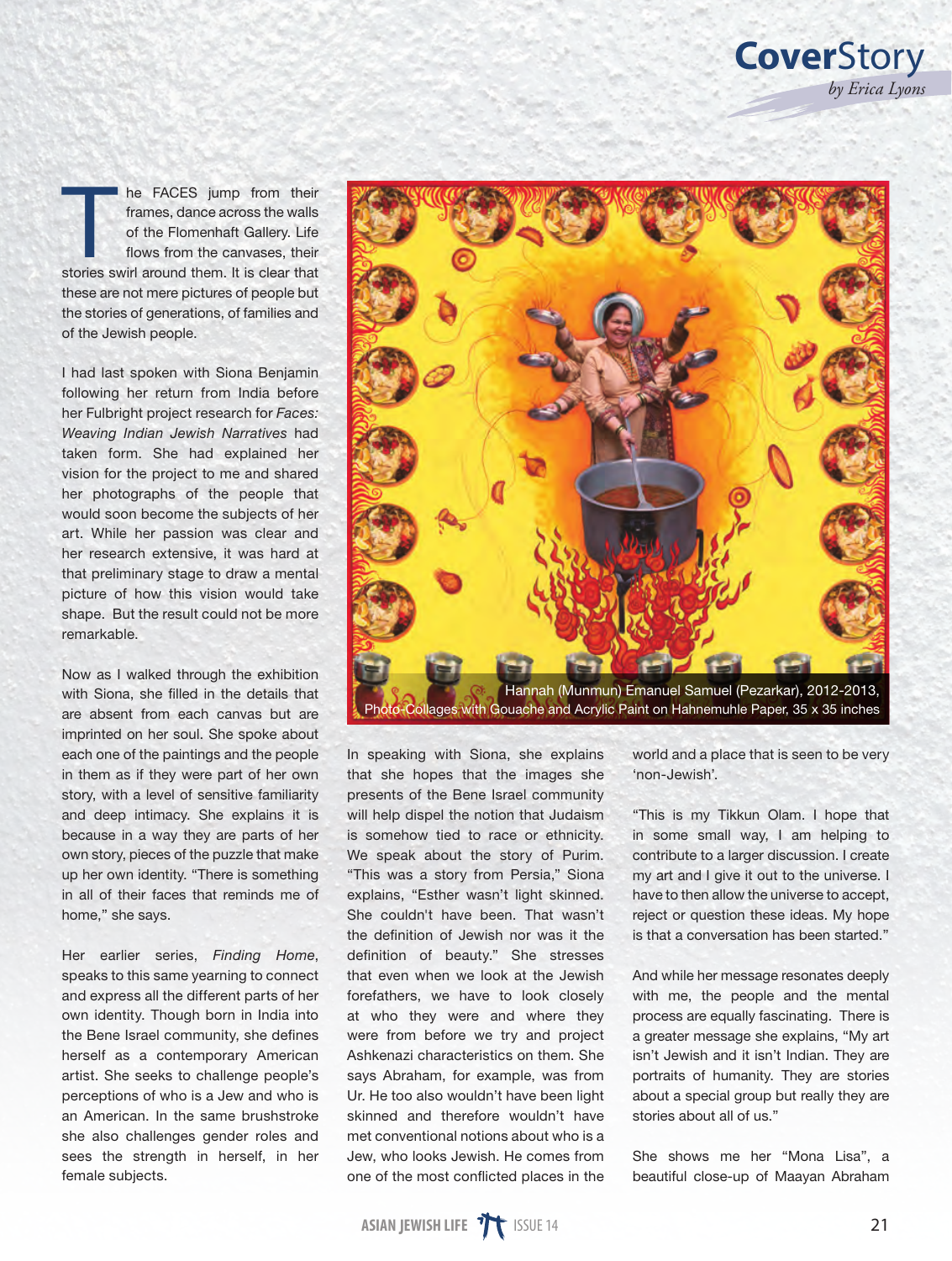# CoverStory

*by Erica Lyons*

The FACES jump from their frames, dance across the walls of the Flomenhaft Gallery. Life flows from the canvases, their stories swirl around them. It is clear that these are not mere pictures of people but the stories of generations, of families and of the Jewish people.

I had last spoken with Siona Benjamin following her return from India before her Fulbright project research for *Faces: Weaving Indian Jewish Narratives* had taken form. She had explained her vision for the project to me and shared her photographs of the people that would soon become the subjects of her art. While her passion was clear and her research extensive, it was hard at that preliminary stage to draw a mental picture of how this vision would take shape. But the result could not be more remarkable.

Now as I walked through the exhibition with Siona, she filled in the details that are absent from each canvas but are imprinted on her soul. She spoke about each one of the paintings and the people in them as if they were part of her own story, with a level of sensitive familiarity and deep intimacy. She explains it is because in a way they are parts of her own story, pieces of the puzzle that make up her own identity. "There is something in all of their faces that reminds me of home," she says.

Her earlier series, *Finding Home*, speaks to this same yearning to connect and express all the different parts of her own identity. Though born in India into the Bene Israel community, she defines herself as a contemporary American artist. She seeks to challenge people's perceptions of who is a Jew and who is an American. In the same brushstroke she also challenges gender roles and sees the strength in herself, in her female subjects.

Hannah (Munmun) Emanuel Samuel (Pezarkar), 2012-2013, Photo-Collages with Gouache and Acrylic Paint on Hahnemuhle Paper, 35 x 35 inches

In speaking with Siona, she explains that she hopes that the images she presents of the Bene Israel community will help dispel the notion that Judaism is somehow tied to race or ethnicity. We speak about the story of Purim. "This was a story from Persia," Siona explains, "Esther wasn't light skinned. She couldn't have been. That wasn't the definition of Jewish nor was it the definition of beauty." She stresses that even when we look at the Jewish forefathers, we have to look closely at who they were and where they were from before we try and project Ashkenazi characteristics on them. She says Abraham, for example, was from Ur. He too also wouldn't have been light skinned and therefore wouldn't have met conventional notions about who is a Jew, who looks Jewish. He comes from one of the most conflicted places in the world and a place that is seen to be very 'non-Jewish'.

"This is my Tikkun Olam. I hope that in some small way, I am helping to contribute to a larger discussion. I create my art and I give it out to the universe. I have to then allow the universe to accept, reject or question these ideas. My hope is that a conversation has been started."

And while her message resonates deeply with me, the people and the mental process are equally fascinating. There is a greater message she explains, "My art isn't Jewish and it isn't Indian. They are portraits of humanity. They are stories about a special group but really they are stories about all of us."

She shows me her "Mona Lisa", a beautiful close-up of Maayan Abraham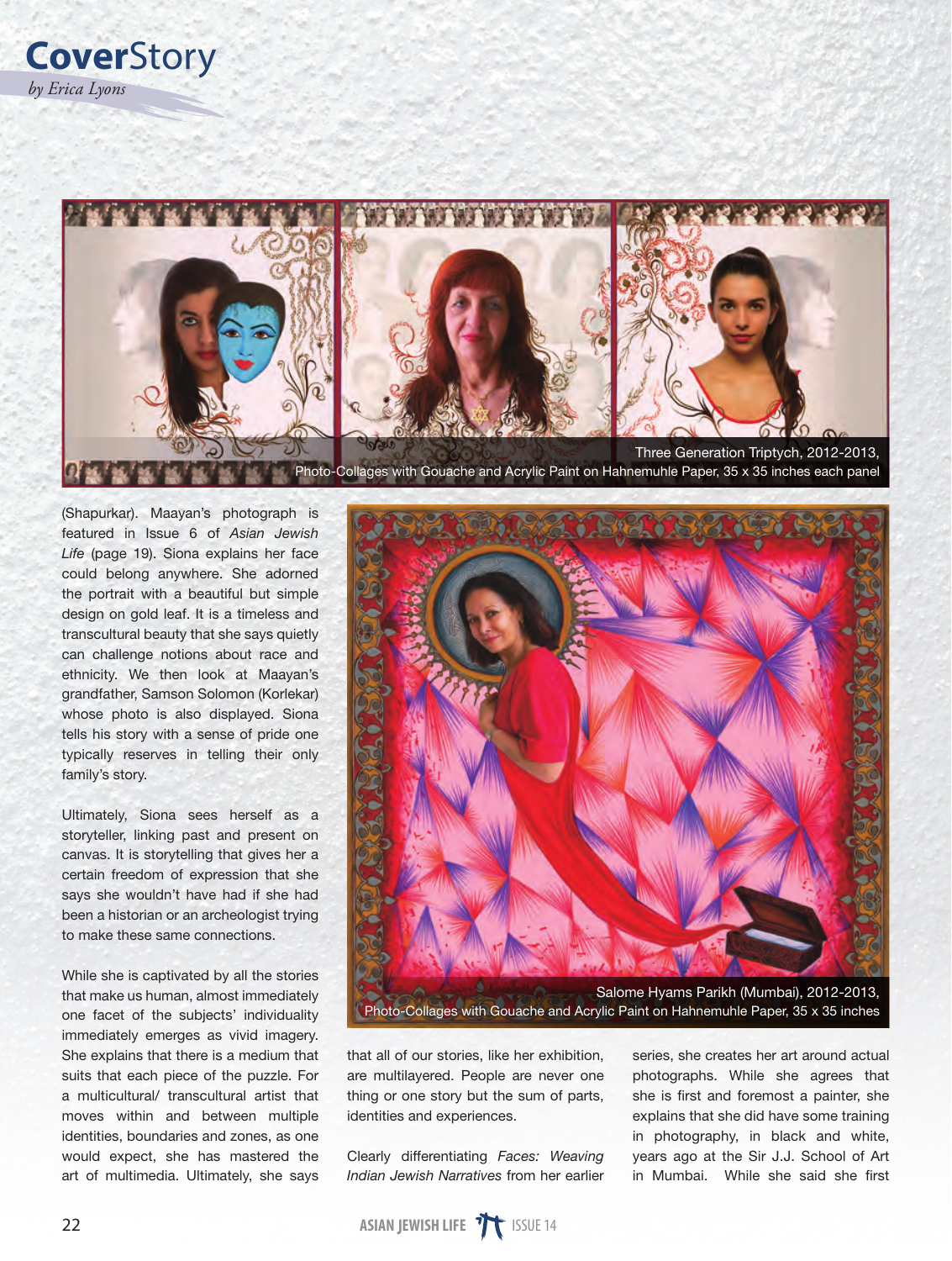# CoverStory

*by Erica Lyons*

Three Generation Triptych, 2012-2013,
Photo-Collages with Gouache and Acrylic Paint on Hahnemuhle Paper, 35 x 35 inches each panel

(Shapurkar). Maayan's photograph is featured in Issue 6 of *Asian Jewish Life* (page 19). Siona explains her face could belong anywhere. She adorned the portrait with a beautiful but simple design on gold leaf. It is a timeless and transcultural beauty that she says quietly can challenge notions about race and ethnicity. We then look at Maayan's grandfather, Samson Solomon (Korlekar) whose photo is also displayed. Siona tells his story with a sense of pride one typically reserves in telling their only family's story.

Ultimately, Siona sees herself as a storyteller, linking past and present on canvas. It is storytelling that gives her a certain freedom of expression that she says she wouldn't have had if she had been a historian or an archeologist trying to make these same connections.

While she is captivated by all the stories that make us human, almost immediately one facet of the subjects' individuality immediately emerges as vivid imagery. She explains that there is a medium that suits that each piece of the puzzle. For a multicultural/ transcultural artist that moves within and between multiple identities, boundaries and zones, as one would expect, she has mastered the art of multimedia. Ultimately, she says that all of our stories, like her exhibition, are multilayered. People are never one thing or one story but the sum of parts, identities and experiences.

Salome Hyams Parikh (Mumbai), 2012-2013,
Photo-Collages with Gouache and Acrylic Paint on Hahnemuhle Paper, 35 x 35 inches

Clearly differentiating *Faces: Weaving Indian Jewish Narratives* from her earlier series, she creates her art around actual photographs. While she agrees that she is first and foremost a painter, she explains that she did have some training in photography, in black and white, years ago at the Sir J.J. School of Art in Mumbai. While she said she first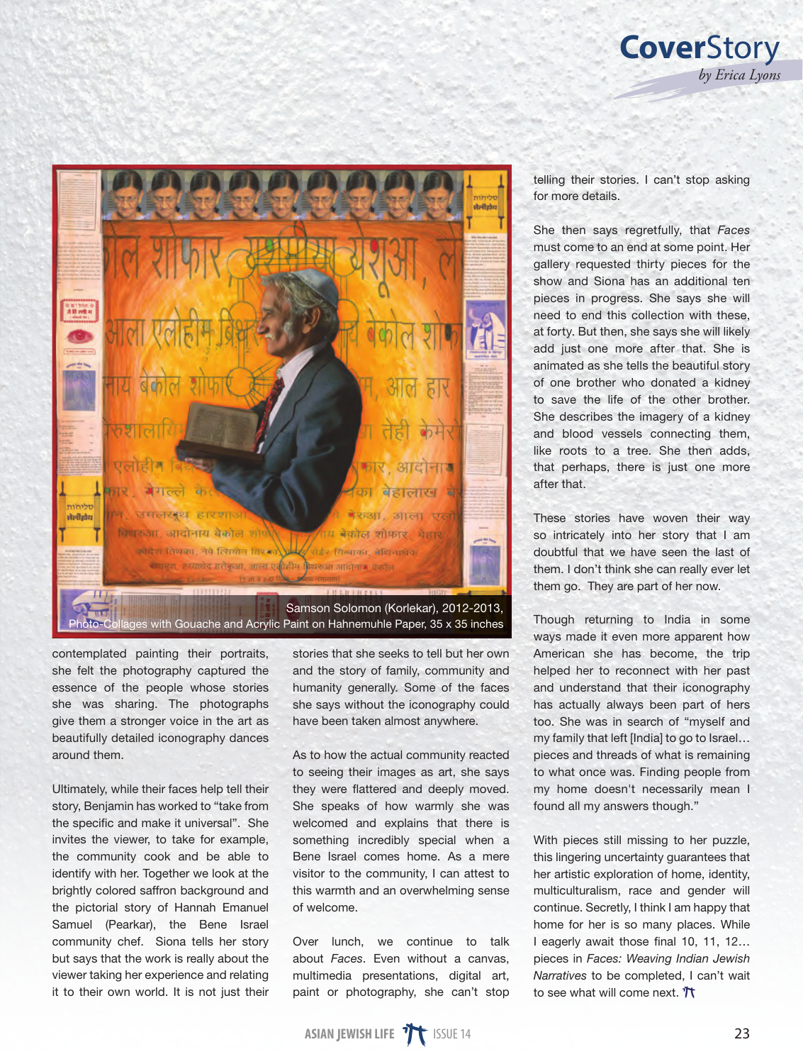Samson Solomon (Korlekar), 2012-2013, Photo-Collages with Gouache and Acrylic Paint on Hahnemuhle Paper, 35 x 35 inches

contemplated painting their portraits, she felt the photography captured the essence of the people whose stories she was sharing. The photographs give them a stronger voice in the art as beautifully detailed iconography dances around them.

Ultimately, while their faces help tell their story, Benjamin has worked to "take from the specific and make it universal". She invites the viewer, to take for example, the community cook and be able to identify with her. Together we look at the brightly colored saffron background and the pictorial story of Hannah Emanuel Samuel (Pearkar), the Bene Israel community chef. Siona tells her story but says that the work is really about the viewer taking her experience and relating it to their own world. It is not just their stories that she seeks to tell but her own and the story of family, community and humanity generally. Some of the faces she says without the iconography could have been taken almost anywhere.

As to how the actual community reacted to seeing their images as art, she says they were flattered and deeply moved. She speaks of how warmly she was welcomed and explains that there is something incredibly special when a Bene Israel comes home. As a mere visitor to the community, I can attest to this warmth and an overwhelming sense of welcome.

Over lunch, we continue to talk about *Faces*. Even without a canvas, multimedia presentations, digital art, paint or photography, she can't stop telling their stories. I can't stop asking for more details.

She then says regretfully, that *Faces* must come to an end at some point. Her gallery requested thirty pieces for the show and Siona has an additional ten pieces in progress. She says she will need to end this collection with these, at forty. But then, she says she will likely add just one more after that. She is animated as she tells the beautiful story of one brother who donated a kidney to save the life of the other brother. She describes the imagery of a kidney and blood vessels connecting them, like roots to a tree. She then adds, that perhaps, there is just one more after that.

These stories have woven their way so intricately into her story that I am doubtful that we have seen the last of them. I don't think she can really ever let them go. They are part of her now.

Though returning to India in some ways made it even more apparent how American she has become, the trip helped her to reconnect with her past and understand that their iconography has actually always been part of hers too. She was in search of "myself and my family that left [India] to go to Israel… pieces and threads of what is remaining to what once was. Finding people from my home doesn't necessarily mean I found all my answers though."

With pieces still missing to her puzzle, this lingering uncertainty guarantees that her artistic exploration of home, identity, multiculturalism, race and gender will continue. Secretly, I think I am happy that home for her is so many places. While I eagerly await those final 10, 11, 12… pieces in *Faces: Weaving Indian Jewish Narratives* to be completed, I can't wait to see what will come next.